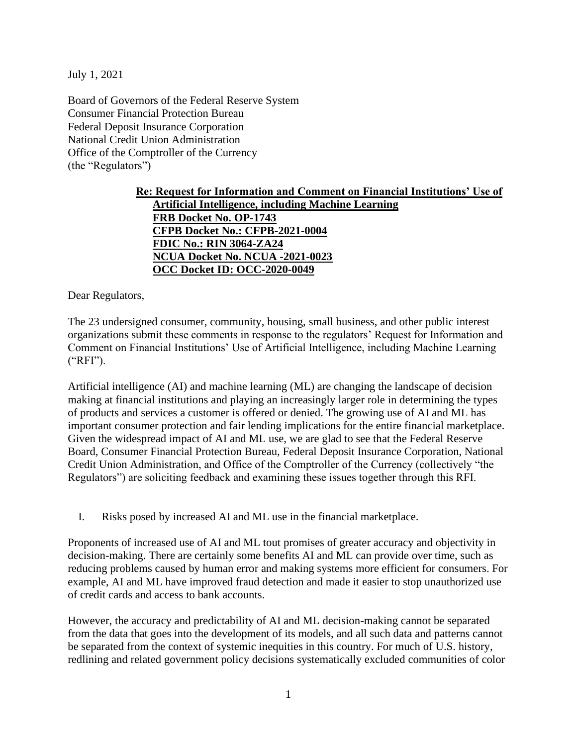July 1, 2021

Board of Governors of the Federal Reserve System
Consumer Financial Protection Bureau
Federal Deposit Insurance Corporation
National Credit Union Administration
Office of the Comptroller of the Currency
(the "Regulators")

**Re: Request for Information and Comment on Financial Institutions' Use of Artificial Intelligence, including Machine Learning**
**FRB Docket No. OP-1743**
**CFPB Docket No.: CFPB-2021-0004**
**FDIC No.: RIN 3064-ZA24**
**NCUA Docket No. NCUA -2021-0023**
**OCC Docket ID: OCC-2020-0049**

Dear Regulators,

The 23 undersigned consumer, community, housing, small business, and other public interest organizations submit these comments in response to the regulators' Request for Information and Comment on Financial Institutions' Use of Artificial Intelligence, including Machine Learning ("RFI").

Artificial intelligence (AI) and machine learning (ML) are changing the landscape of decision making at financial institutions and playing an increasingly larger role in determining the types of products and services a customer is offered or denied. The growing use of AI and ML has important consumer protection and fair lending implications for the entire financial marketplace. Given the widespread impact of AI and ML use, we are glad to see that the Federal Reserve Board, Consumer Financial Protection Bureau, Federal Deposit Insurance Corporation, National Credit Union Administration, and Office of the Comptroller of the Currency (collectively "the Regulators") are soliciting feedback and examining these issues together through this RFI.

## I. Risks posed by increased AI and ML use in the financial marketplace.

Proponents of increased use of AI and ML tout promises of greater accuracy and objectivity in decision-making. There are certainly some benefits AI and ML can provide over time, such as reducing problems caused by human error and making systems more efficient for consumers. For example, AI and ML have improved fraud detection and made it easier to stop unauthorized use of credit cards and access to bank accounts.

However, the accuracy and predictability of AI and ML decision-making cannot be separated from the data that goes into the development of its models, and all such data and patterns cannot be separated from the context of systemic inequities in this country. For much of U.S. history, redlining and related government policy decisions systematically excluded communities of color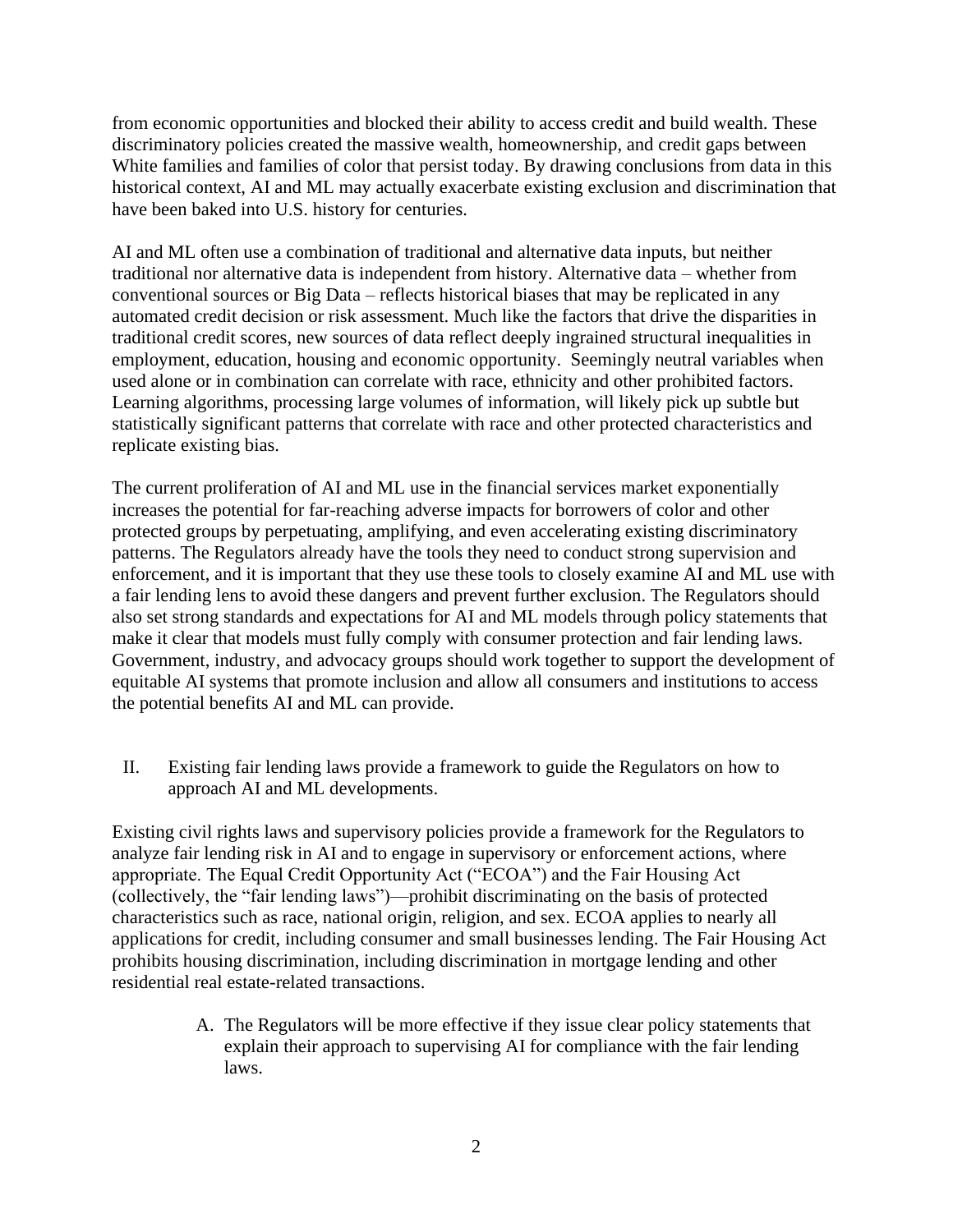from economic opportunities and blocked their ability to access credit and build wealth. These discriminatory policies created the massive wealth, homeownership, and credit gaps between White families and families of color that persist today. By drawing conclusions from data in this historical context, AI and ML may actually exacerbate existing exclusion and discrimination that have been baked into U.S. history for centuries.

AI and ML often use a combination of traditional and alternative data inputs, but neither traditional nor alternative data is independent from history. Alternative data – whether from conventional sources or Big Data – reflects historical biases that may be replicated in any automated credit decision or risk assessment. Much like the factors that drive the disparities in traditional credit scores, new sources of data reflect deeply ingrained structural inequalities in employment, education, housing and economic opportunity. Seemingly neutral variables when used alone or in combination can correlate with race, ethnicity and other prohibited factors. Learning algorithms, processing large volumes of information, will likely pick up subtle but statistically significant patterns that correlate with race and other protected characteristics and replicate existing bias.

The current proliferation of AI and ML use in the financial services market exponentially increases the potential for far-reaching adverse impacts for borrowers of color and other protected groups by perpetuating, amplifying, and even accelerating existing discriminatory patterns. The Regulators already have the tools they need to conduct strong supervision and enforcement, and it is important that they use these tools to closely examine AI and ML use with a fair lending lens to avoid these dangers and prevent further exclusion. The Regulators should also set strong standards and expectations for AI and ML models through policy statements that make it clear that models must fully comply with consumer protection and fair lending laws. Government, industry, and advocacy groups should work together to support the development of equitable AI systems that promote inclusion and allow all consumers and institutions to access the potential benefits AI and ML can provide.

## II. Existing fair lending laws provide a framework to guide the Regulators on how to approach AI and ML developments.

Existing civil rights laws and supervisory policies provide a framework for the Regulators to analyze fair lending risk in AI and to engage in supervisory or enforcement actions, where appropriate. The Equal Credit Opportunity Act ("ECOA") and the Fair Housing Act (collectively, the "fair lending laws")—prohibit discriminating on the basis of protected characteristics such as race, national origin, religion, and sex. ECOA applies to nearly all applications for credit, including consumer and small businesses lending. The Fair Housing Act prohibits housing discrimination, including discrimination in mortgage lending and other residential real estate-related transactions.

### A. The Regulators will be more effective if they issue clear policy statements that explain their approach to supervising AI for compliance with the fair lending laws.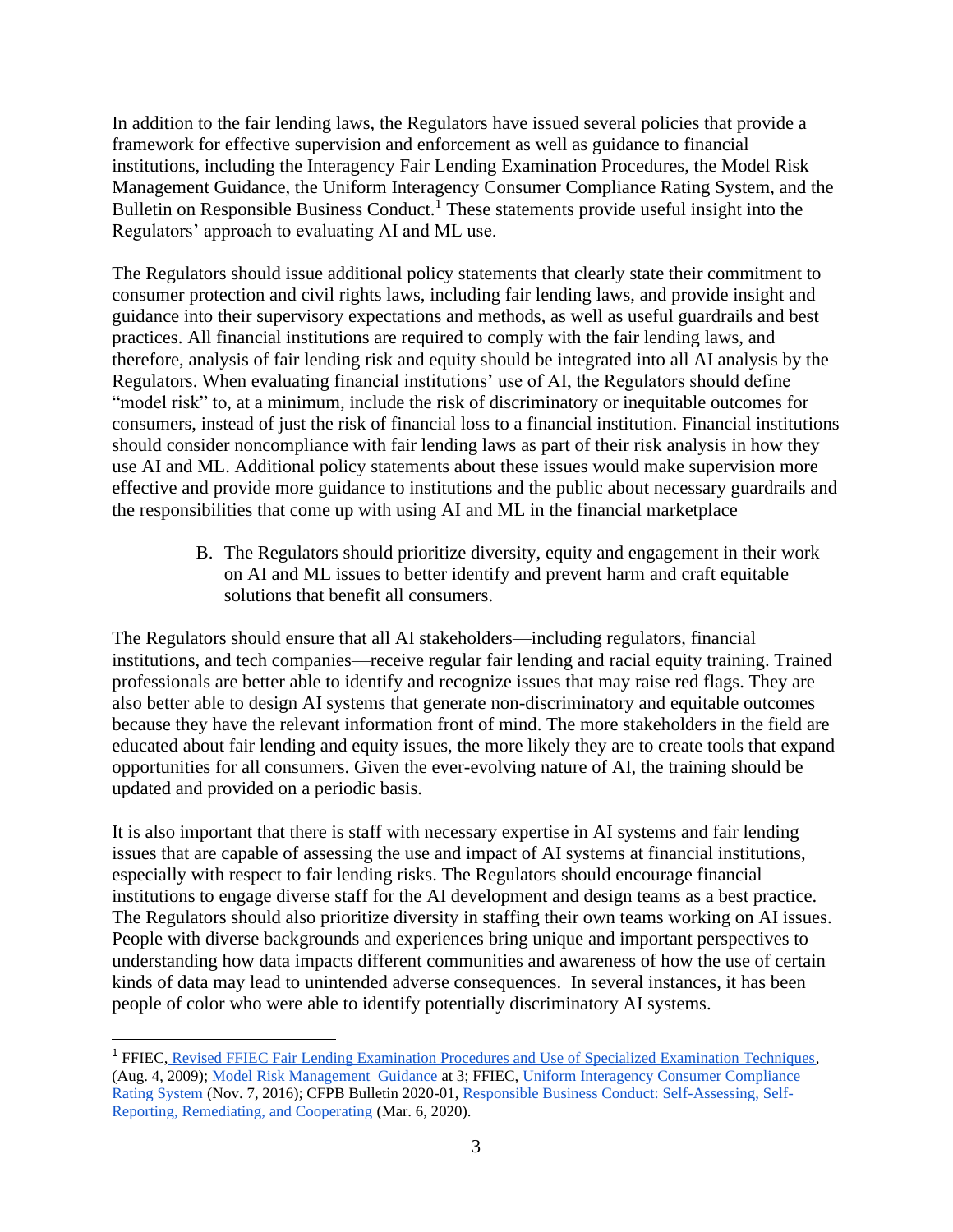In addition to the fair lending laws, the Regulators have issued several policies that provide a framework for effective supervision and enforcement as well as guidance to financial institutions, including the Interagency Fair Lending Examination Procedures, the Model Risk Management Guidance, the Uniform Interagency Consumer Compliance Rating System, and the Bulletin on Responsible Business Conduct.[1] These statements provide useful insight into the Regulators' approach to evaluating AI and ML use.

The Regulators should issue additional policy statements that clearly state their commitment to consumer protection and civil rights laws, including fair lending laws, and provide insight and guidance into their supervisory expectations and methods, as well as useful guardrails and best practices. All financial institutions are required to comply with the fair lending laws, and therefore, analysis of fair lending risk and equity should be integrated into all AI analysis by the Regulators. When evaluating financial institutions' use of AI, the Regulators should define "model risk" to, at a minimum, include the risk of discriminatory or inequitable outcomes for consumers, instead of just the risk of financial loss to a financial institution. Financial institutions should consider noncompliance with fair lending laws as part of their risk analysis in how they use AI and ML. Additional policy statements about these issues would make supervision more effective and provide more guidance to institutions and the public about necessary guardrails and the responsibilities that come up with using AI and ML in the financial marketplace

B. The Regulators should prioritize diversity, equity and engagement in their work on AI and ML issues to better identify and prevent harm and craft equitable solutions that benefit all consumers.

The Regulators should ensure that all AI stakeholders—including regulators, financial institutions, and tech companies—receive regular fair lending and racial equity training. Trained professionals are better able to identify and recognize issues that may raise red flags. They are also better able to design AI systems that generate non-discriminatory and equitable outcomes because they have the relevant information front of mind. The more stakeholders in the field are educated about fair lending and equity issues, the more likely they are to create tools that expand opportunities for all consumers. Given the ever-evolving nature of AI, the training should be updated and provided on a periodic basis.

It is also important that there is staff with necessary expertise in AI systems and fair lending issues that are capable of assessing the use and impact of AI systems at financial institutions, especially with respect to fair lending risks. The Regulators should encourage financial institutions to engage diverse staff for the AI development and design teams as a best practice. The Regulators should also prioritize diversity in staffing their own teams working on AI issues. People with diverse backgrounds and experiences bring unique and important perspectives to understanding how data impacts different communities and awareness of how the use of certain kinds of data may lead to unintended adverse consequences. In several instances, it has been people of color who were able to identify potentially discriminatory AI systems.

---

[1] FFIEC, Revised FFIEC Fair Lending Examination Procedures and Use of Specialized Examination Techniques, (Aug. 4, 2009); Model Risk Management Guidance at 3; FFIEC, Uniform Interagency Consumer Compliance Rating System (Nov. 7, 2016); CFPB Bulletin 2020-01, Responsible Business Conduct: Self-Assessing, Self-Reporting, Remediating, and Cooperating (Mar. 6, 2020).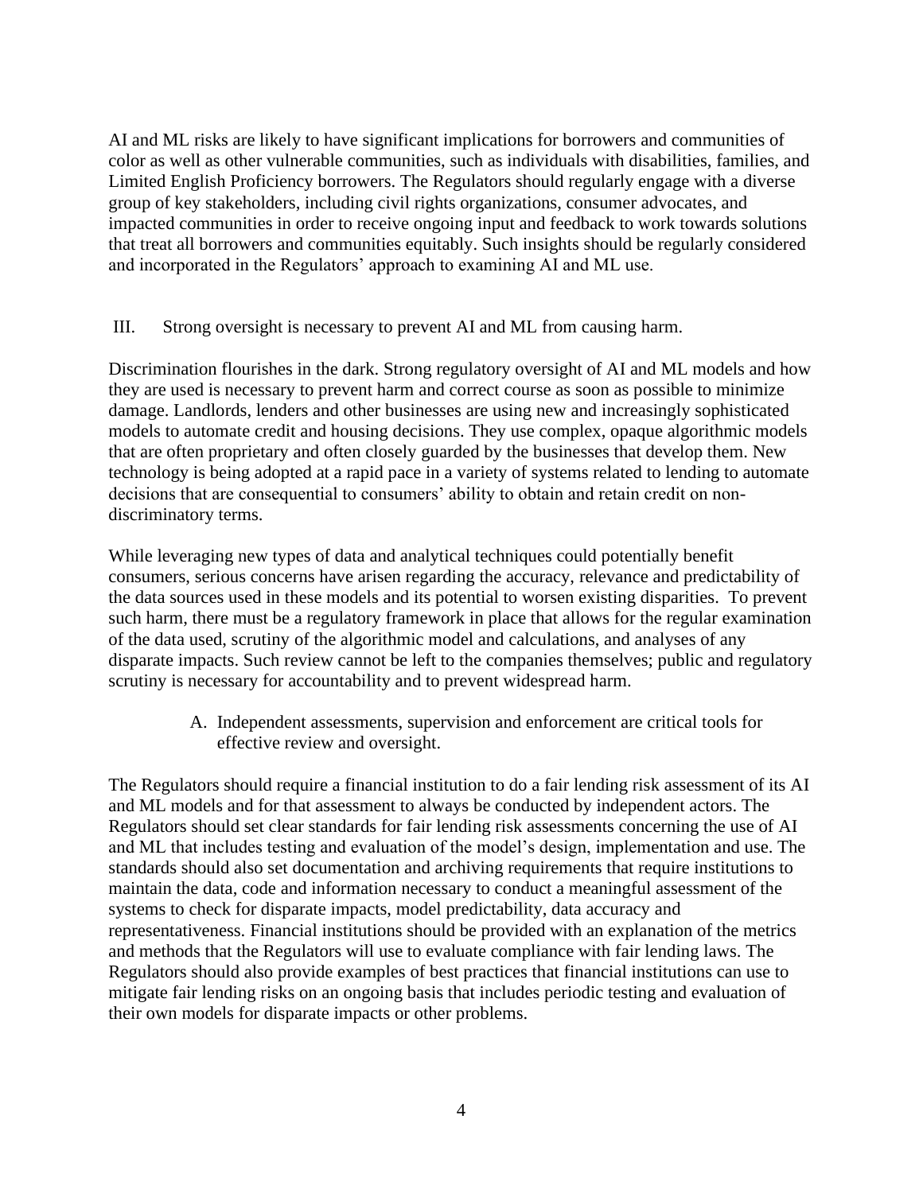AI and ML risks are likely to have significant implications for borrowers and communities of color as well as other vulnerable communities, such as individuals with disabilities, families, and Limited English Proficiency borrowers. The Regulators should regularly engage with a diverse group of key stakeholders, including civil rights organizations, consumer advocates, and impacted communities in order to receive ongoing input and feedback to work towards solutions that treat all borrowers and communities equitably. Such insights should be regularly considered and incorporated in the Regulators' approach to examining AI and ML use.

## III. Strong oversight is necessary to prevent AI and ML from causing harm.

Discrimination flourishes in the dark. Strong regulatory oversight of AI and ML models and how they are used is necessary to prevent harm and correct course as soon as possible to minimize damage. Landlords, lenders and other businesses are using new and increasingly sophisticated models to automate credit and housing decisions. They use complex, opaque algorithmic models that are often proprietary and often closely guarded by the businesses that develop them. New technology is being adopted at a rapid pace in a variety of systems related to lending to automate decisions that are consequential to consumers' ability to obtain and retain credit on non-discriminatory terms.

While leveraging new types of data and analytical techniques could potentially benefit consumers, serious concerns have arisen regarding the accuracy, relevance and predictability of the data sources used in these models and its potential to worsen existing disparities. To prevent such harm, there must be a regulatory framework in place that allows for the regular examination of the data used, scrutiny of the algorithmic model and calculations, and analyses of any disparate impacts. Such review cannot be left to the companies themselves; public and regulatory scrutiny is necessary for accountability and to prevent widespread harm.

### A. Independent assessments, supervision and enforcement are critical tools for effective review and oversight.

The Regulators should require a financial institution to do a fair lending risk assessment of its AI and ML models and for that assessment to always be conducted by independent actors. The Regulators should set clear standards for fair lending risk assessments concerning the use of AI and ML that includes testing and evaluation of the model's design, implementation and use. The standards should also set documentation and archiving requirements that require institutions to maintain the data, code and information necessary to conduct a meaningful assessment of the systems to check for disparate impacts, model predictability, data accuracy and representativeness. Financial institutions should be provided with an explanation of the metrics and methods that the Regulators will use to evaluate compliance with fair lending laws. The Regulators should also provide examples of best practices that financial institutions can use to mitigate fair lending risks on an ongoing basis that includes periodic testing and evaluation of their own models for disparate impacts or other problems.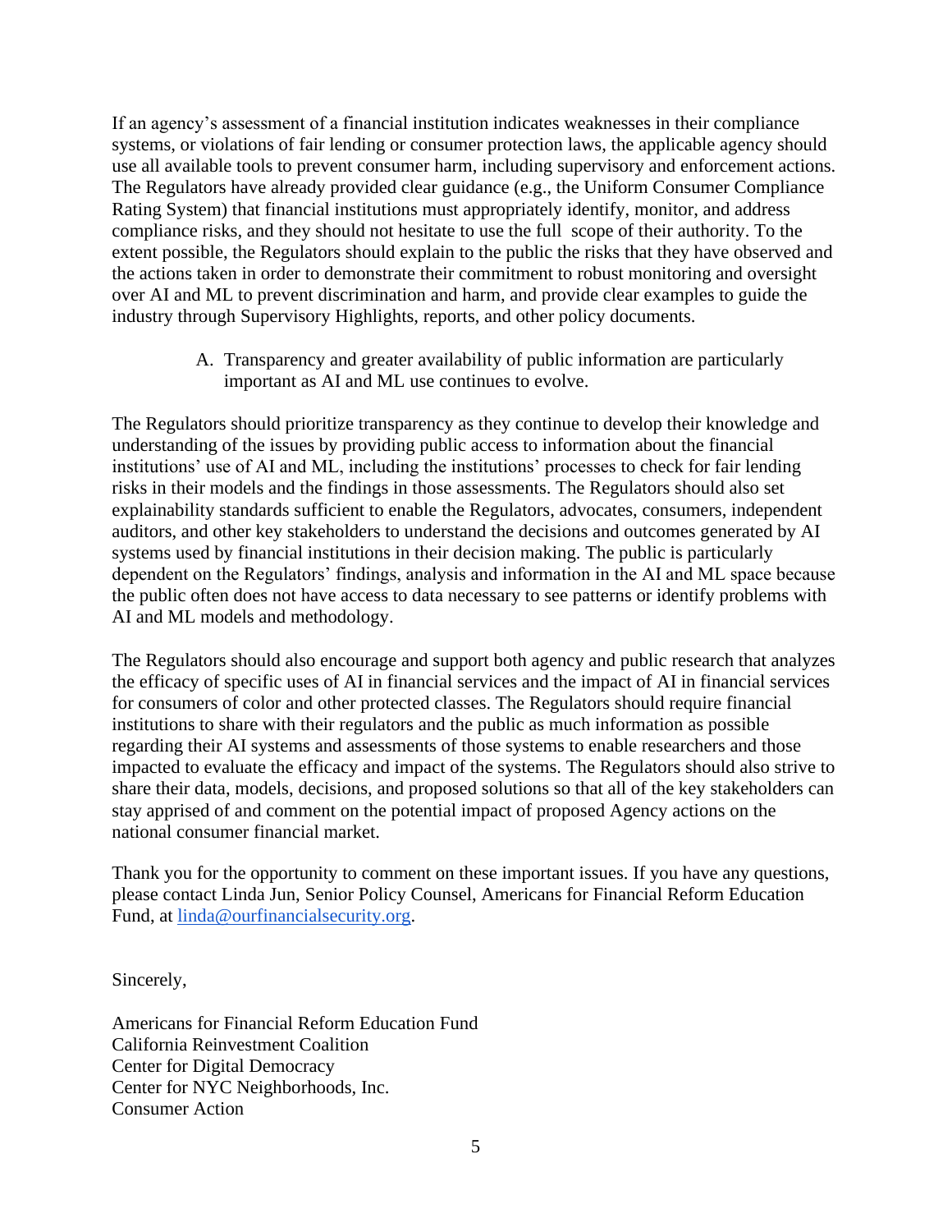If an agency's assessment of a financial institution indicates weaknesses in their compliance systems, or violations of fair lending or consumer protection laws, the applicable agency should use all available tools to prevent consumer harm, including supervisory and enforcement actions. The Regulators have already provided clear guidance (e.g., the Uniform Consumer Compliance Rating System) that financial institutions must appropriately identify, monitor, and address compliance risks, and they should not hesitate to use the full scope of their authority. To the extent possible, the Regulators should explain to the public the risks that they have observed and the actions taken in order to demonstrate their commitment to robust monitoring and oversight over AI and ML to prevent discrimination and harm, and provide clear examples to guide the industry through Supervisory Highlights, reports, and other policy documents.

A. Transparency and greater availability of public information are particularly important as AI and ML use continues to evolve.

The Regulators should prioritize transparency as they continue to develop their knowledge and understanding of the issues by providing public access to information about the financial institutions' use of AI and ML, including the institutions' processes to check for fair lending risks in their models and the findings in those assessments. The Regulators should also set explainability standards sufficient to enable the Regulators, advocates, consumers, independent auditors, and other key stakeholders to understand the decisions and outcomes generated by AI systems used by financial institutions in their decision making. The public is particularly dependent on the Regulators' findings, analysis and information in the AI and ML space because the public often does not have access to data necessary to see patterns or identify problems with AI and ML models and methodology.

The Regulators should also encourage and support both agency and public research that analyzes the efficacy of specific uses of AI in financial services and the impact of AI in financial services for consumers of color and other protected classes. The Regulators should require financial institutions to share with their regulators and the public as much information as possible regarding their AI systems and assessments of those systems to enable researchers and those impacted to evaluate the efficacy and impact of the systems. The Regulators should also strive to share their data, models, decisions, and proposed solutions so that all of the key stakeholders can stay apprised of and comment on the potential impact of proposed Agency actions on the national consumer financial market.

Thank you for the opportunity to comment on these important issues. If you have any questions, please contact Linda Jun, Senior Policy Counsel, Americans for Financial Reform Education Fund, at linda@ourfinancialsecurity.org.

Sincerely,

Americans for Financial Reform Education Fund
California Reinvestment Coalition
Center for Digital Democracy
Center for NYC Neighborhoods, Inc.
Consumer Action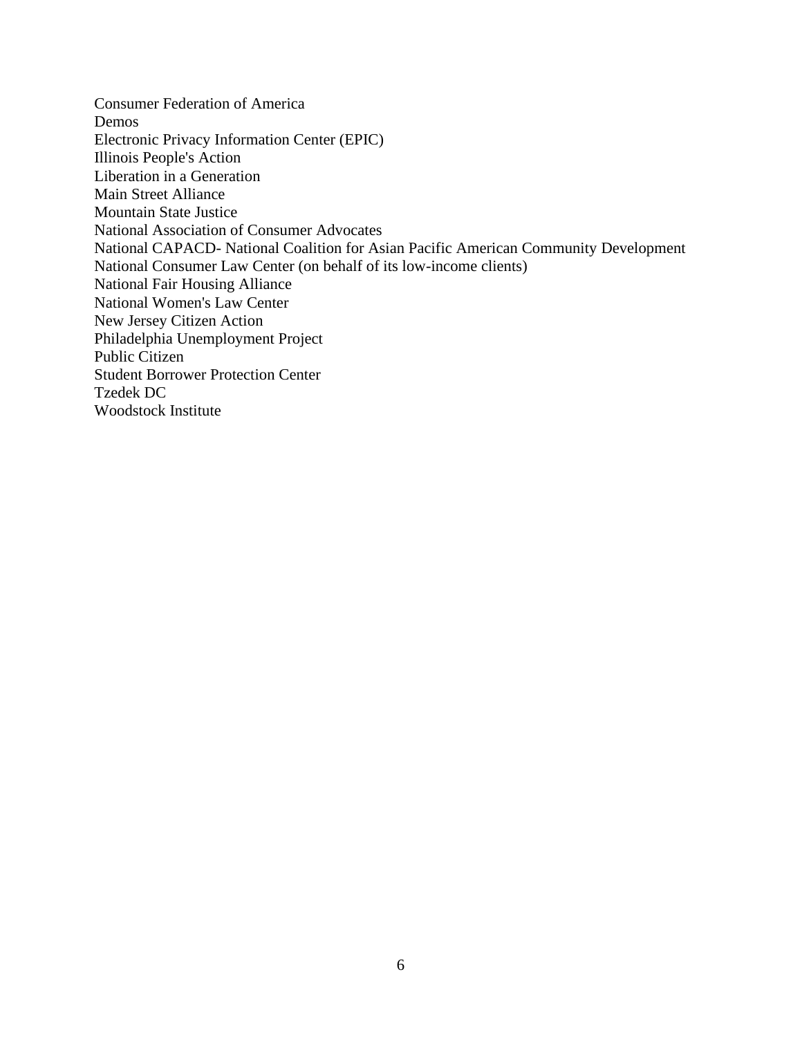Consumer Federation of America
Demos
Electronic Privacy Information Center (EPIC)
Illinois People's Action
Liberation in a Generation
Main Street Alliance
Mountain State Justice
National Association of Consumer Advocates
National CAPACD- National Coalition for Asian Pacific American Community Development
National Consumer Law Center (on behalf of its low-income clients)
National Fair Housing Alliance
National Women's Law Center
New Jersey Citizen Action
Philadelphia Unemployment Project
Public Citizen
Student Borrower Protection Center
Tzedek DC
Woodstock Institute